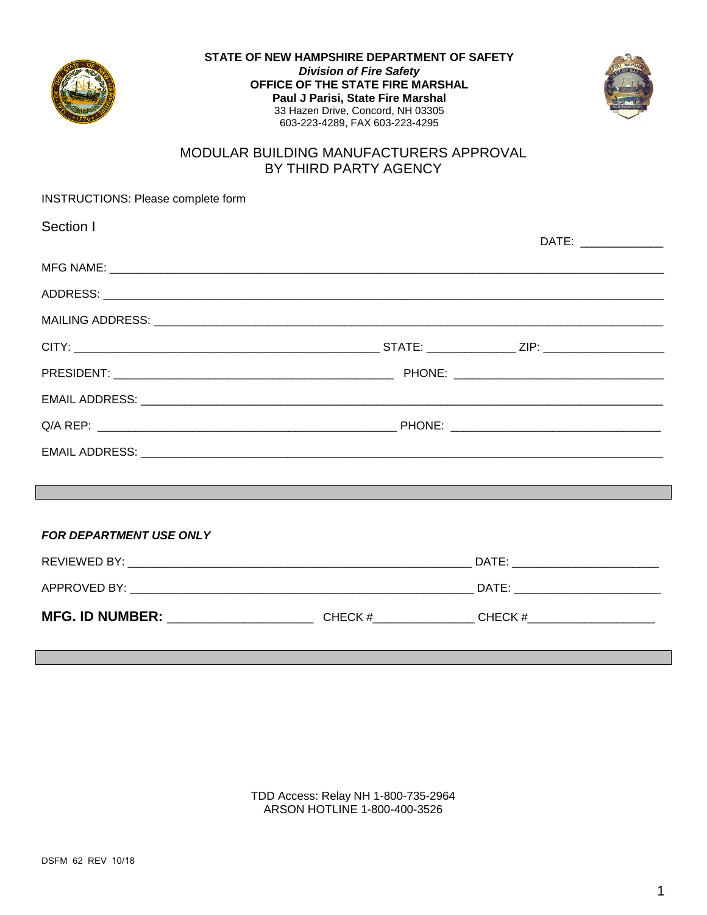**STATE OF NEW HAMPSHIRE DEPARTMENT OF SAFETY**
***Division of Fire Safety***
**OFFICE OF THE STATE FIRE MARSHAL**
**Paul J Parisi, State Fire Marshal**
33 Hazen Drive, Concord, NH 03305
603-223-4289, FAX 603-223-4295

# MODULAR BUILDING MANUFACTURERS APPROVAL BY THIRD PARTY AGENCY

INSTRUCTIONS: Please complete form

## Section I

DATE: _____________

MFG NAME: ____________________________________________________________________________

ADDRESS: ______________________________________________________________________________

MAILING ADDRESS: _______________________________________________________________________

CITY: ______________________________________________ STATE: _____________ ZIP: __________________

PRESIDENT: __________________________________________ PHONE: _______________________________

EMAIL ADDRESS: _________________________________________________________________________

Q/A REP: ______________________________________________ PHONE: ______________________________

EMAIL ADDRESS: _________________________________________________________________________

***FOR DEPARTMENT USE ONLY***

REVIEWED BY: ___________________________________________________ DATE: ______________________

APPROVED BY: ___________________________________________________ DATE: ______________________

**MFG. ID NUMBER:** ______________________ CHECK #_______________ CHECK #___________________

TDD Access: Relay NH 1-800-735-2964
ARSON HOTLINE 1-800-400-3526

DSFM 62 REV 10/18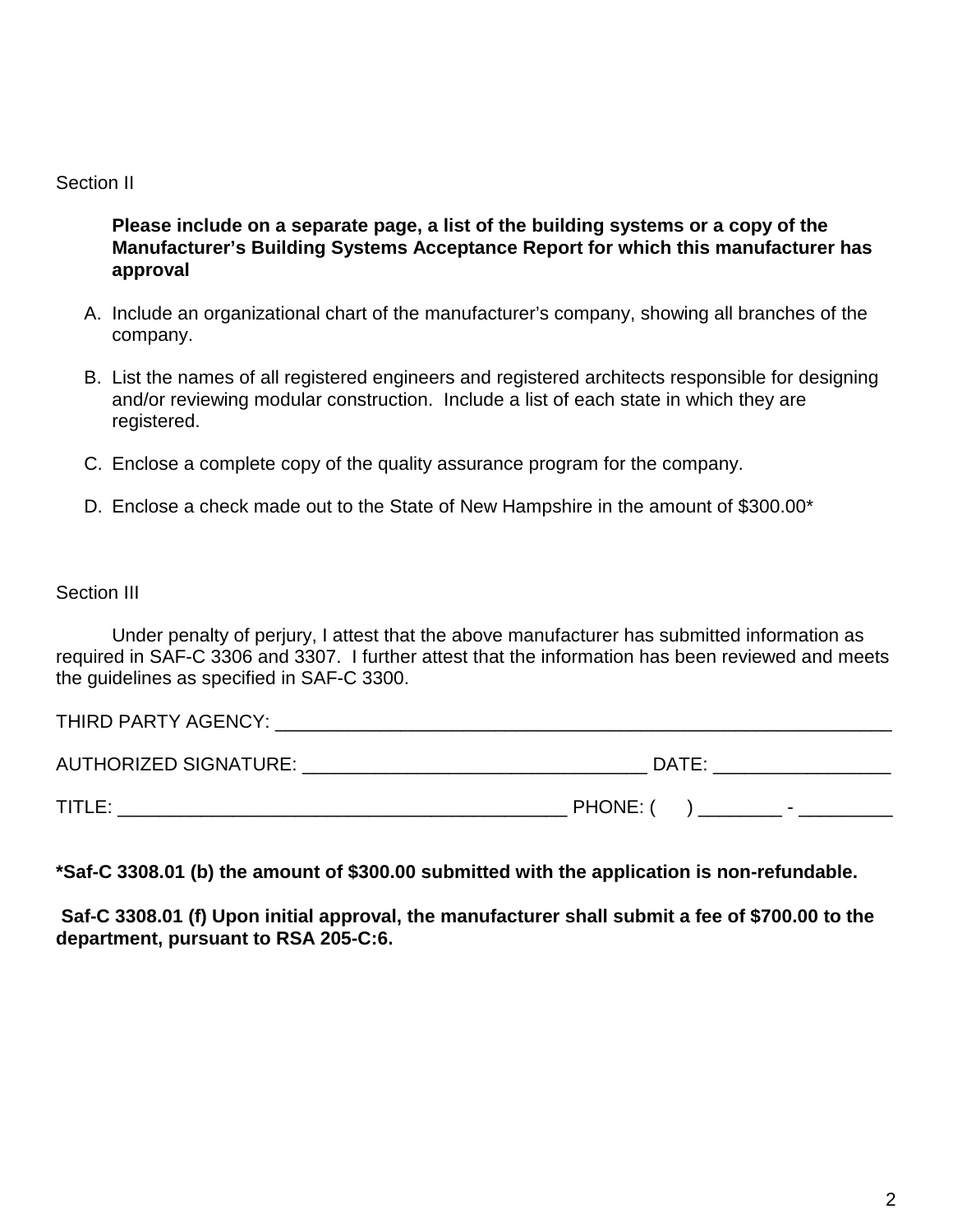Section II

**Please include on a separate page, a list of the building systems or a copy of the Manufacturer's Building Systems Acceptance Report for which this manufacturer has approval**

A. Include an organizational chart of the manufacturer's company, showing all branches of the company.

B. List the names of all registered engineers and registered architects responsible for designing and/or reviewing modular construction. Include a list of each state in which they are registered.

C. Enclose a complete copy of the quality assurance program for the company.

D. Enclose a check made out to the State of New Hampshire in the amount of $300.00*

Section III

Under penalty of perjury, I attest that the above manufacturer has submitted information as required in SAF-C 3306 and 3307. I further attest that the information has been reviewed and meets the guidelines as specified in SAF-C 3300.

THIRD PARTY AGENCY: ______________________________________________________________

AUTHORIZED SIGNATURE: _________________________________ DATE: _________________

TITLE: ____________________________________________ PHONE: (      ) ________ - _________

**\*Saf-C 3308.01 (b) the amount of $300.00 submitted with the application is non-refundable.**

**Saf-C 3308.01 (f) Upon initial approval, the manufacturer shall submit a fee of $700.00 to the department, pursuant to RSA 205-C:6.**